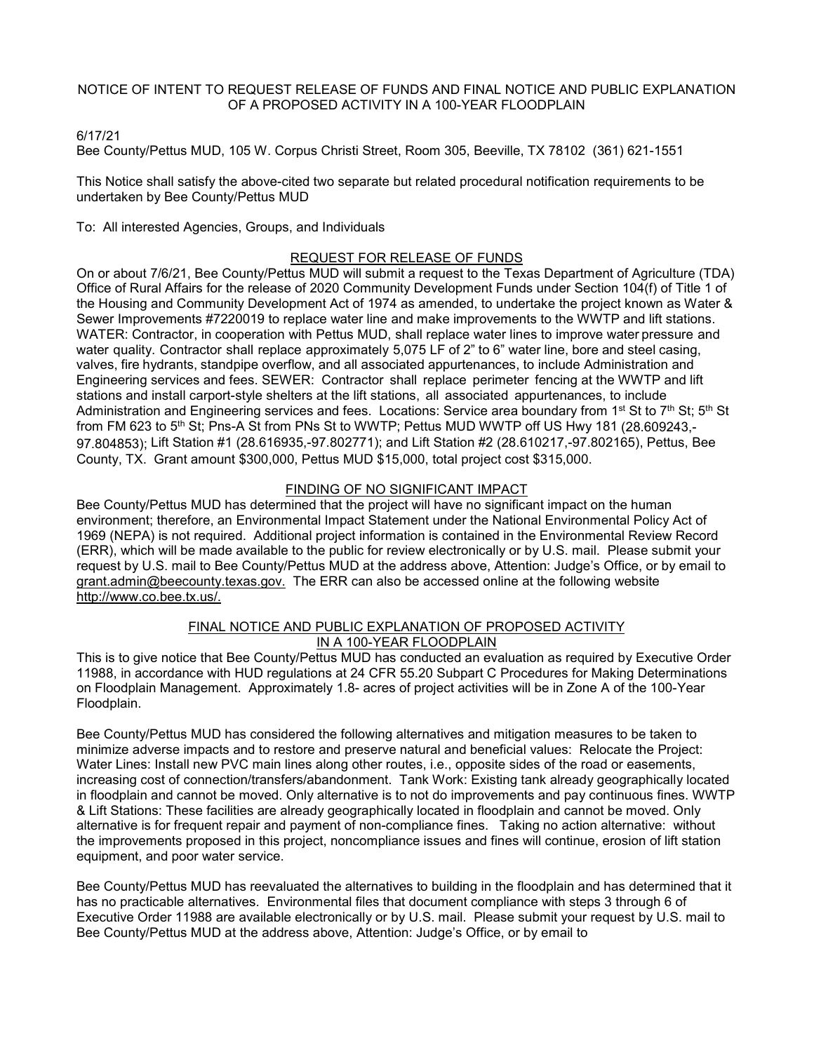# NOTICE OF INTENT TO REQUEST RELEASE OF FUNDS AND FINAL NOTICE AND PUBLIC EXPLANATION OF A PROPOSED ACTIVITY IN A 100-YEAR FLOODPLAIN

6/17/21

Bee County/Pettus MUD, 105 W. Corpus Christi Street, Room 305, Beeville, TX 78102 (361) 621-1551

This Notice shall satisfy the above-cited two separate but related procedural notification requirements to be undertaken by Bee County/Pettus MUD

To: All interested Agencies, Groups, and Individuals

## REQUEST FOR RELEASE OF FUNDS

On or about 7/6/21, Bee County/Pettus MUD will submit a request to the Texas Department of Agriculture (TDA) Office of Rural Affairs for the release of 2020 Community Development Funds under Section 104(f) of Title 1 of the Housing and Community Development Act of 1974 as amended, to undertake the project known as Water & Sewer Improvements #7220019 to replace water line and make improvements to the WWTP and lift stations. WATER: Contractor, in cooperation with Pettus MUD, shall replace water lines to improve water pressure and water quality. Contractor shall replace approximately 5,075 LF of 2" to 6" water line, bore and steel casing, valves, fire hydrants, standpipe overflow, and all associated appurtenances, to include Administration and Engineering services and fees. SEWER: Contractor shall replace perimeter fencing at the WWTP and lift stations and install carport-style shelters at the lift stations, all associated appurtenances, to include Administration and Engineering services and fees. Locations: Service area boundary from 1st St to 7th St; 5th St from FM 623 to 5th St; Pns-A St from PNs St to WWTP; Pettus MUD WWTP off US Hwy 181 (28.609243,-97.804853); Lift Station #1 (28.616935,-97.802771); and Lift Station #2 (28.610217,-97.802165), Pettus, Bee County, TX. Grant amount $300,000, Pettus MUD $15,000, total project cost $315,000.

## FINDING OF NO SIGNIFICANT IMPACT

Bee County/Pettus MUD has determined that the project will have no significant impact on the human environment; therefore, an Environmental Impact Statement under the National Environmental Policy Act of 1969 (NEPA) is not required. Additional project information is contained in the Environmental Review Record (ERR), which will be made available to the public for review electronically or by U.S. mail. Please submit your request by U.S. mail to Bee County/Pettus MUD at the address above, Attention: Judge's Office, or by email to grant.admin@beecounty.texas.gov. The ERR can also be accessed online at the following website http://www.co.bee.tx.us/.

## FINAL NOTICE AND PUBLIC EXPLANATION OF PROPOSED ACTIVITY IN A 100-YEAR FLOODPLAIN

This is to give notice that Bee County/Pettus MUD has conducted an evaluation as required by Executive Order 11988, in accordance with HUD regulations at 24 CFR 55.20 Subpart C Procedures for Making Determinations on Floodplain Management. Approximately 1.8- acres of project activities will be in Zone A of the 100-Year Floodplain.

Bee County/Pettus MUD has considered the following alternatives and mitigation measures to be taken to minimize adverse impacts and to restore and preserve natural and beneficial values: Relocate the Project: Water Lines: Install new PVC main lines along other routes, i.e., opposite sides of the road or easements, increasing cost of connection/transfers/abandonment. Tank Work: Existing tank already geographically located in floodplain and cannot be moved. Only alternative is to not do improvements and pay continuous fines. WWTP & Lift Stations: These facilities are already geographically located in floodplain and cannot be moved. Only alternative is for frequent repair and payment of non-compliance fines. Taking no action alternative: without the improvements proposed in this project, noncompliance issues and fines will continue, erosion of lift station equipment, and poor water service.

Bee County/Pettus MUD has reevaluated the alternatives to building in the floodplain and has determined that it has no practicable alternatives. Environmental files that document compliance with steps 3 through 6 of Executive Order 11988 are available electronically or by U.S. mail. Please submit your request by U.S. mail to Bee County/Pettus MUD at the address above, Attention: Judge's Office, or by email to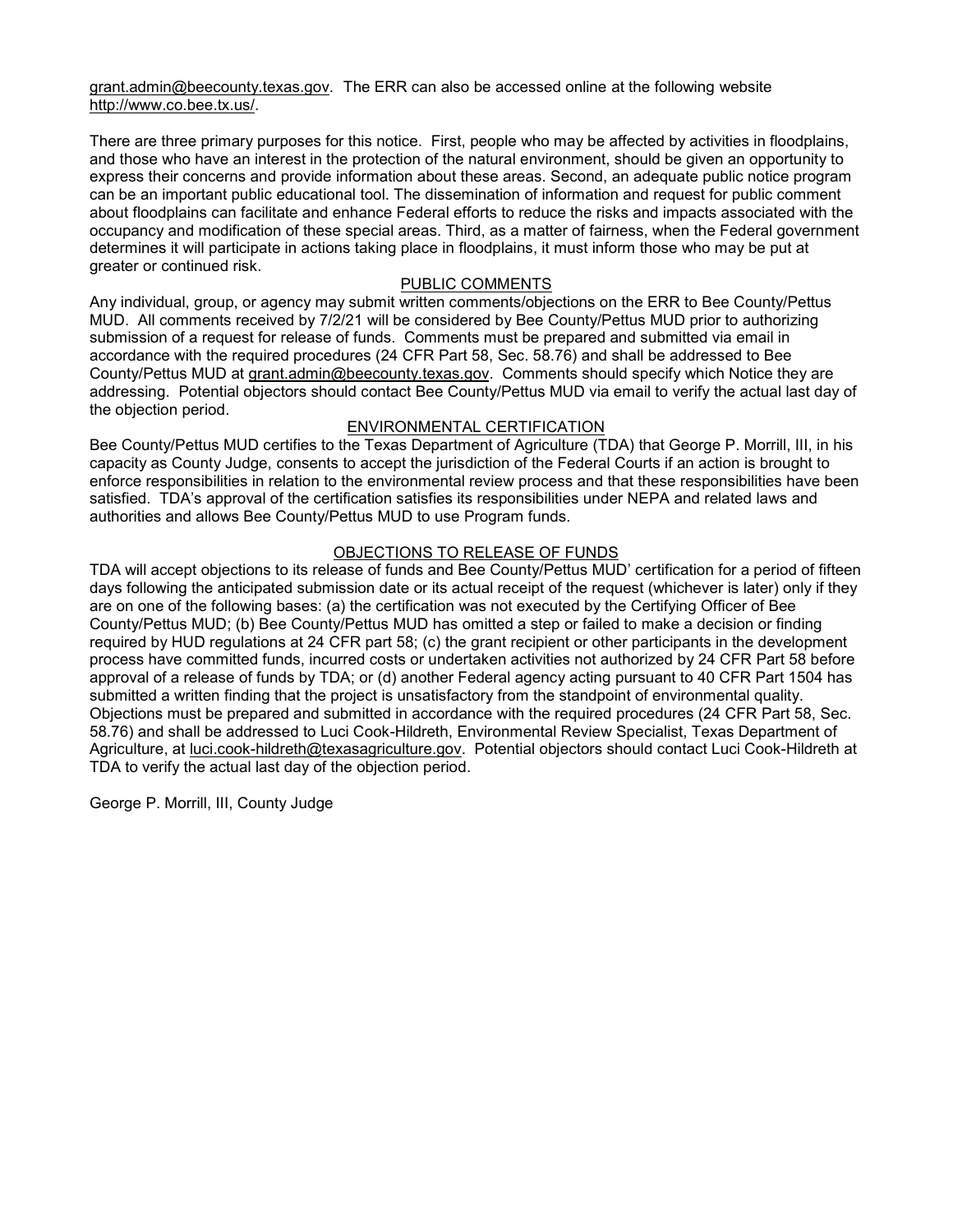grant.admin@beecounty.texas.gov. The ERR can also be accessed online at the following website http://www.co.bee.tx.us/.

There are three primary purposes for this notice. First, people who may be affected by activities in floodplains, and those who have an interest in the protection of the natural environment, should be given an opportunity to express their concerns and provide information about these areas. Second, an adequate public notice program can be an important public educational tool. The dissemination of information and request for public comment about floodplains can facilitate and enhance Federal efforts to reduce the risks and impacts associated with the occupancy and modification of these special areas. Third, as a matter of fairness, when the Federal government determines it will participate in actions taking place in floodplains, it must inform those who may be put at greater or continued risk.

## PUBLIC COMMENTS

Any individual, group, or agency may submit written comments/objections on the ERR to Bee County/Pettus MUD. All comments received by 7/2/21 will be considered by Bee County/Pettus MUD prior to authorizing submission of a request for release of funds. Comments must be prepared and submitted via email in accordance with the required procedures (24 CFR Part 58, Sec. 58.76) and shall be addressed to Bee County/Pettus MUD at grant.admin@beecounty.texas.gov. Comments should specify which Notice they are addressing. Potential objectors should contact Bee County/Pettus MUD via email to verify the actual last day of the objection period.

## ENVIRONMENTAL CERTIFICATION

Bee County/Pettus MUD certifies to the Texas Department of Agriculture (TDA) that George P. Morrill, III, in his capacity as County Judge, consents to accept the jurisdiction of the Federal Courts if an action is brought to enforce responsibilities in relation to the environmental review process and that these responsibilities have been satisfied. TDA's approval of the certification satisfies its responsibilities under NEPA and related laws and authorities and allows Bee County/Pettus MUD to use Program funds.

## OBJECTIONS TO RELEASE OF FUNDS

TDA will accept objections to its release of funds and Bee County/Pettus MUD' certification for a period of fifteen days following the anticipated submission date or its actual receipt of the request (whichever is later) only if they are on one of the following bases: (a) the certification was not executed by the Certifying Officer of Bee County/Pettus MUD; (b) Bee County/Pettus MUD has omitted a step or failed to make a decision or finding required by HUD regulations at 24 CFR part 58; (c) the grant recipient or other participants in the development process have committed funds, incurred costs or undertaken activities not authorized by 24 CFR Part 58 before approval of a release of funds by TDA; or (d) another Federal agency acting pursuant to 40 CFR Part 1504 has submitted a written finding that the project is unsatisfactory from the standpoint of environmental quality. Objections must be prepared and submitted in accordance with the required procedures (24 CFR Part 58, Sec. 58.76) and shall be addressed to Luci Cook-Hildreth, Environmental Review Specialist, Texas Department of Agriculture, at luci.cook-hildreth@texasagriculture.gov. Potential objectors should contact Luci Cook-Hildreth at TDA to verify the actual last day of the objection period.

George P. Morrill, III, County Judge